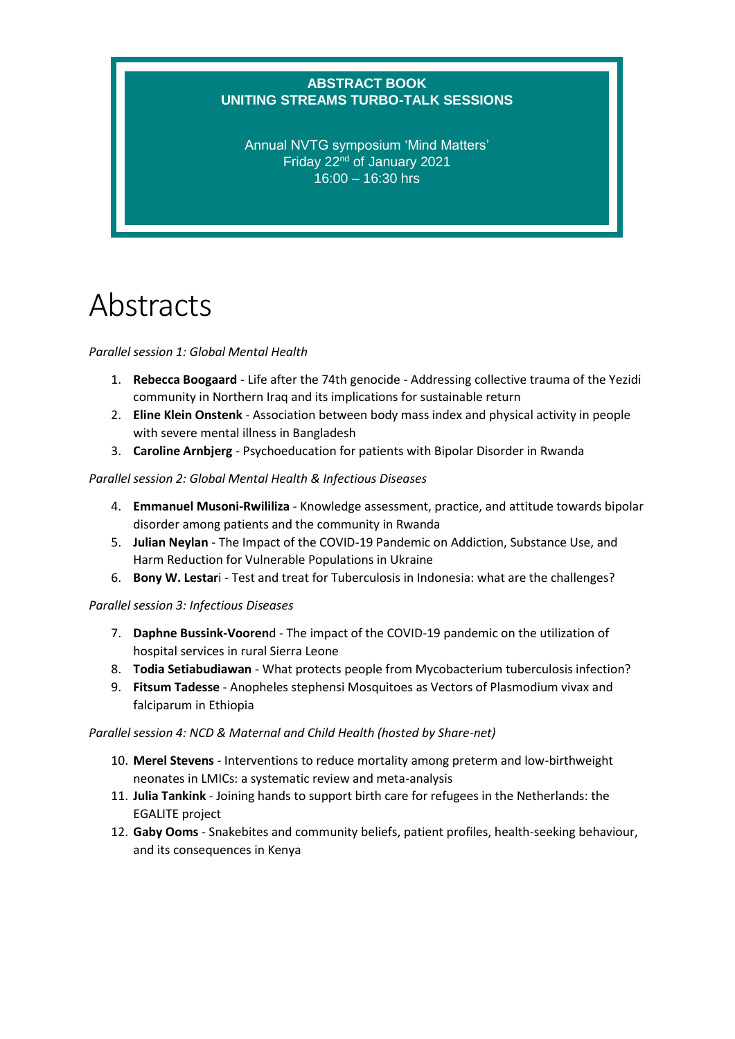**ABSTRACT BOOK**
**UNITING STREAMS TURBO-TALK SESSIONS**

Annual NVTG symposium 'Mind Matters'
Friday 22nd of January 2021
16:00 – 16:30 hrs

# Abstracts

*Parallel session 1: Global Mental Health*

1. **Rebecca Boogaard** - Life after the 74th genocide - Addressing collective trauma of the Yezidi community in Northern Iraq and its implications for sustainable return
2. **Eline Klein Onstenk** - Association between body mass index and physical activity in people with severe mental illness in Bangladesh
3. **Caroline Arnbjerg** - Psychoeducation for patients with Bipolar Disorder in Rwanda

*Parallel session 2: Global Mental Health & Infectious Diseases*

4. **Emmanuel Musoni-Rwililiza** - Knowledge assessment, practice, and attitude towards bipolar disorder among patients and the community in Rwanda
5. **Julian Neylan** - The Impact of the COVID-19 Pandemic on Addiction, Substance Use, and Harm Reduction for Vulnerable Populations in Ukraine
6. **Bony W. Lestar**i - Test and treat for Tuberculosis in Indonesia: what are the challenges?

*Parallel session 3: Infectious Diseases*

7. **Daphne Bussink-Vooren**d - The impact of the COVID-19 pandemic on the utilization of hospital services in rural Sierra Leone
8. **Todia Setiabudiawan** - What protects people from Mycobacterium tuberculosis infection?
9. **Fitsum Tadesse** - Anopheles stephensi Mosquitoes as Vectors of Plasmodium vivax and falciparum in Ethiopia

*Parallel session 4: NCD & Maternal and Child Health (hosted by Share-net)*

10. **Merel Stevens** - Interventions to reduce mortality among preterm and low-birthweight neonates in LMICs: a systematic review and meta-analysis
11. **Julia Tankink** - Joining hands to support birth care for refugees in the Netherlands: the EGALITE project
12. **Gaby Ooms** - Snakebites and community beliefs, patient profiles, health-seeking behaviour, and its consequences in Kenya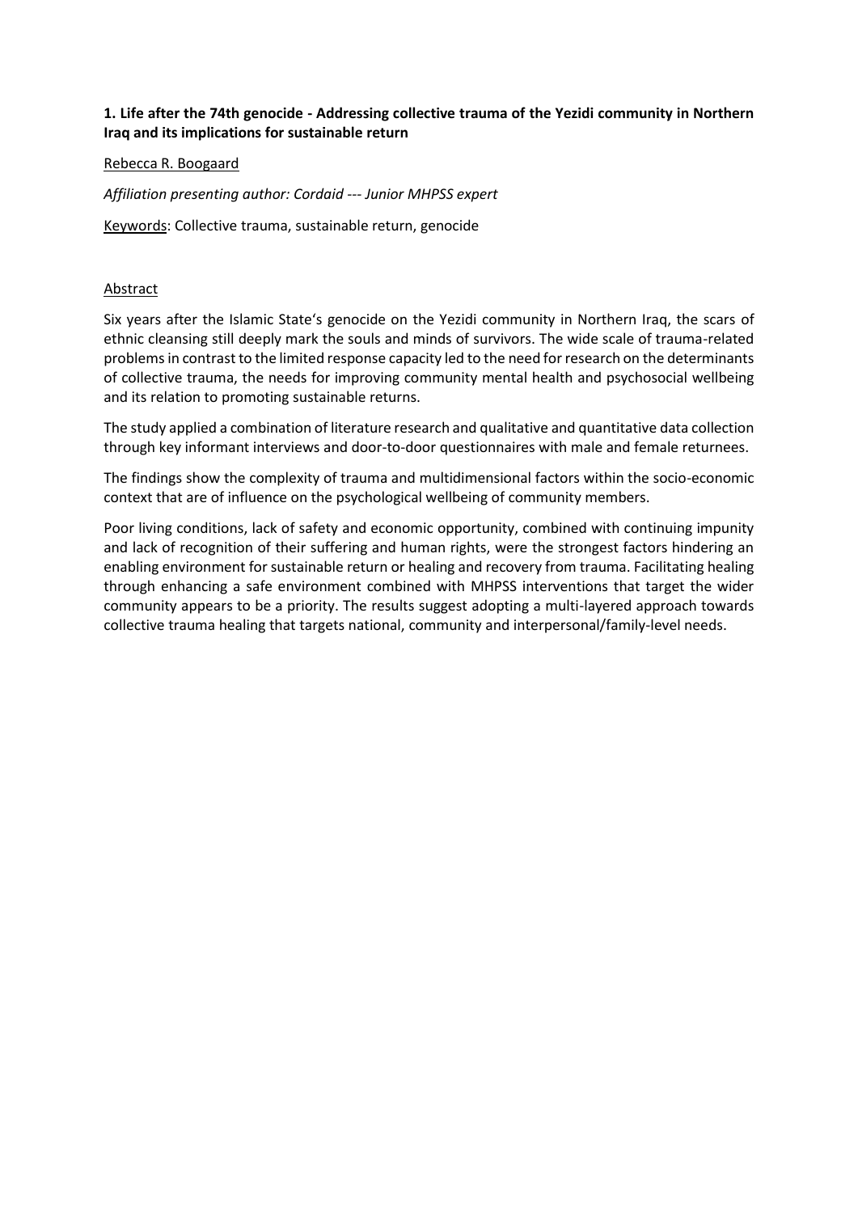**1. Life after the 74th genocide - Addressing collective trauma of the Yezidi community in Northern Iraq and its implications for sustainable return**

Rebecca R. Boogaard

*Affiliation presenting author: Cordaid --- Junior MHPSS expert*

Keywords: Collective trauma, sustainable return, genocide

Abstract

Six years after the Islamic State's genocide on the Yezidi community in Northern Iraq, the scars of ethnic cleansing still deeply mark the souls and minds of survivors. The wide scale of trauma-related problems in contrast to the limited response capacity led to the need for research on the determinants of collective trauma, the needs for improving community mental health and psychosocial wellbeing and its relation to promoting sustainable returns.

The study applied a combination of literature research and qualitative and quantitative data collection through key informant interviews and door-to-door questionnaires with male and female returnees.

The findings show the complexity of trauma and multidimensional factors within the socio-economic context that are of influence on the psychological wellbeing of community members.

Poor living conditions, lack of safety and economic opportunity, combined with continuing impunity and lack of recognition of their suffering and human rights, were the strongest factors hindering an enabling environment for sustainable return or healing and recovery from trauma. Facilitating healing through enhancing a safe environment combined with MHPSS interventions that target the wider community appears to be a priority. The results suggest adopting a multi-layered approach towards collective trauma healing that targets national, community and interpersonal/family-level needs.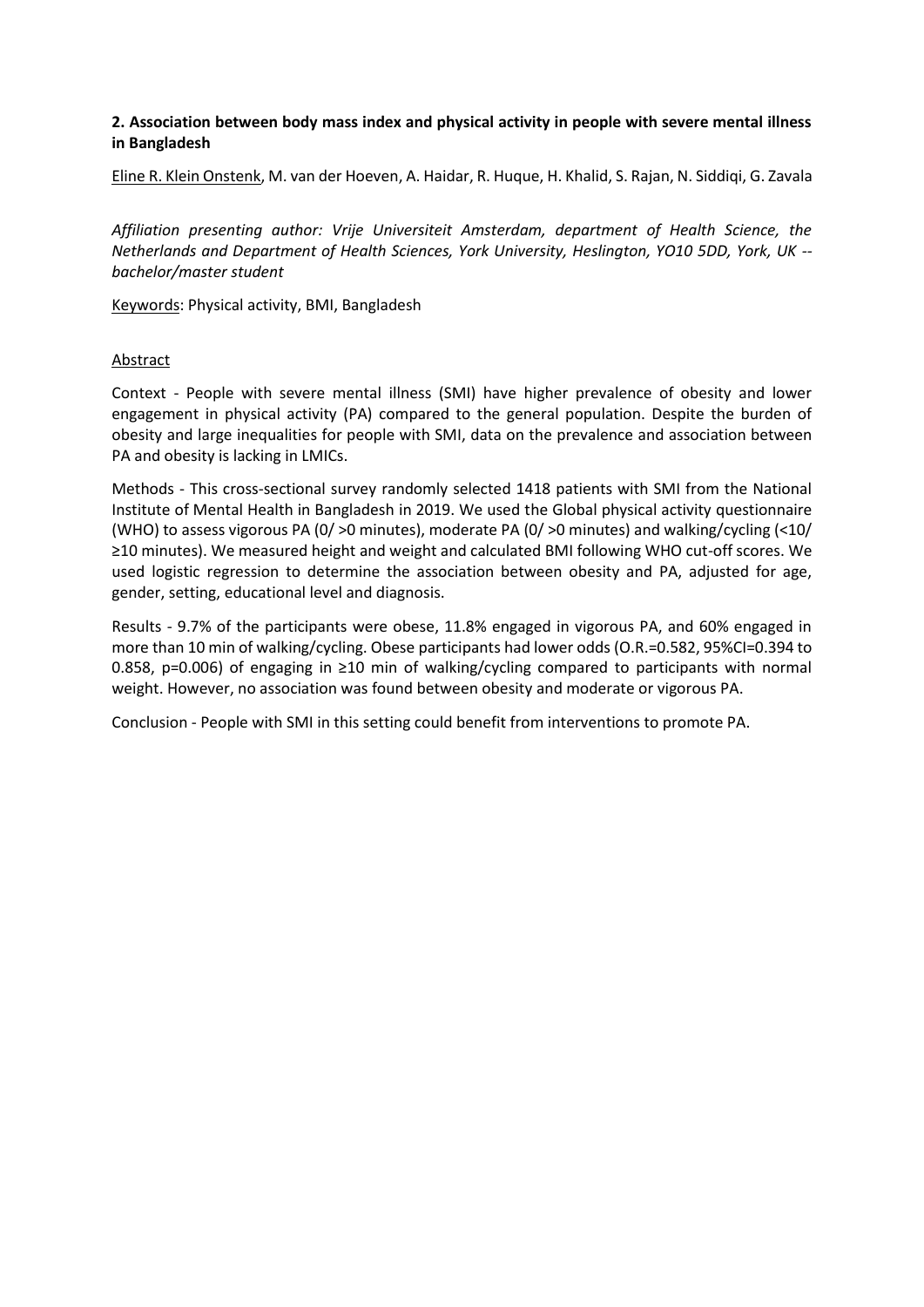**2. Association between body mass index and physical activity in people with severe mental illness in Bangladesh**

Eline R. Klein Onstenk, M. van der Hoeven, A. Haidar, R. Huque, H. Khalid, S. Rajan, N. Siddiqi, G. Zavala

*Affiliation presenting author: Vrije Universiteit Amsterdam, department of Health Science, the Netherlands and Department of Health Sciences, York University, Heslington, YO10 5DD, York, UK -- bachelor/master student*

Keywords: Physical activity, BMI, Bangladesh

Abstract

Context - People with severe mental illness (SMI) have higher prevalence of obesity and lower engagement in physical activity (PA) compared to the general population. Despite the burden of obesity and large inequalities for people with SMI, data on the prevalence and association between PA and obesity is lacking in LMICs.

Methods - This cross-sectional survey randomly selected 1418 patients with SMI from the National Institute of Mental Health in Bangladesh in 2019. We used the Global physical activity questionnaire (WHO) to assess vigorous PA (0/ >0 minutes), moderate PA (0/ >0 minutes) and walking/cycling (<10/ ≥10 minutes). We measured height and weight and calculated BMI following WHO cut-off scores. We used logistic regression to determine the association between obesity and PA, adjusted for age, gender, setting, educational level and diagnosis.

Results - 9.7% of the participants were obese, 11.8% engaged in vigorous PA, and 60% engaged in more than 10 min of walking/cycling. Obese participants had lower odds (O.R.=0.582, 95%CI=0.394 to 0.858, p=0.006) of engaging in ≥10 min of walking/cycling compared to participants with normal weight. However, no association was found between obesity and moderate or vigorous PA.

Conclusion - People with SMI in this setting could benefit from interventions to promote PA.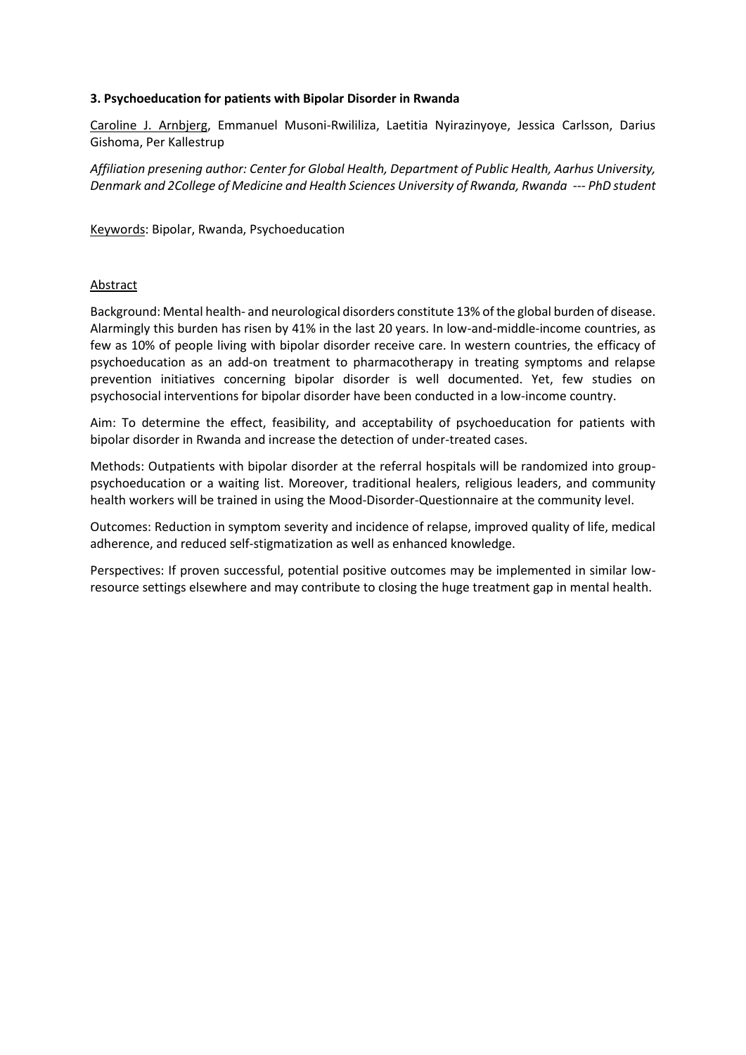### 3. Psychoeducation for patients with Bipolar Disorder in Rwanda

Caroline J. Arnbjerg, Emmanuel Musoni-Rwililiza, Laetitia Nyirazinyoye, Jessica Carlsson, Darius Gishoma, Per Kallestrup

*Affiliation presening author: Center for Global Health, Department of Public Health, Aarhus University, Denmark and 2College of Medicine and Health Sciences University of Rwanda, Rwanda --- PhD student*

Keywords: Bipolar, Rwanda, Psychoeducation

Abstract

Background: Mental health- and neurological disorders constitute 13% of the global burden of disease. Alarmingly this burden has risen by 41% in the last 20 years. In low-and-middle-income countries, as few as 10% of people living with bipolar disorder receive care. In western countries, the efficacy of psychoeducation as an add-on treatment to pharmacotherapy in treating symptoms and relapse prevention initiatives concerning bipolar disorder is well documented. Yet, few studies on psychosocial interventions for bipolar disorder have been conducted in a low-income country.

Aim: To determine the effect, feasibility, and acceptability of psychoeducation for patients with bipolar disorder in Rwanda and increase the detection of under-treated cases.

Methods: Outpatients with bipolar disorder at the referral hospitals will be randomized into group-psychoeducation or a waiting list. Moreover, traditional healers, religious leaders, and community health workers will be trained in using the Mood-Disorder-Questionnaire at the community level.

Outcomes: Reduction in symptom severity and incidence of relapse, improved quality of life, medical adherence, and reduced self-stigmatization as well as enhanced knowledge.

Perspectives: If proven successful, potential positive outcomes may be implemented in similar low-resource settings elsewhere and may contribute to closing the huge treatment gap in mental health.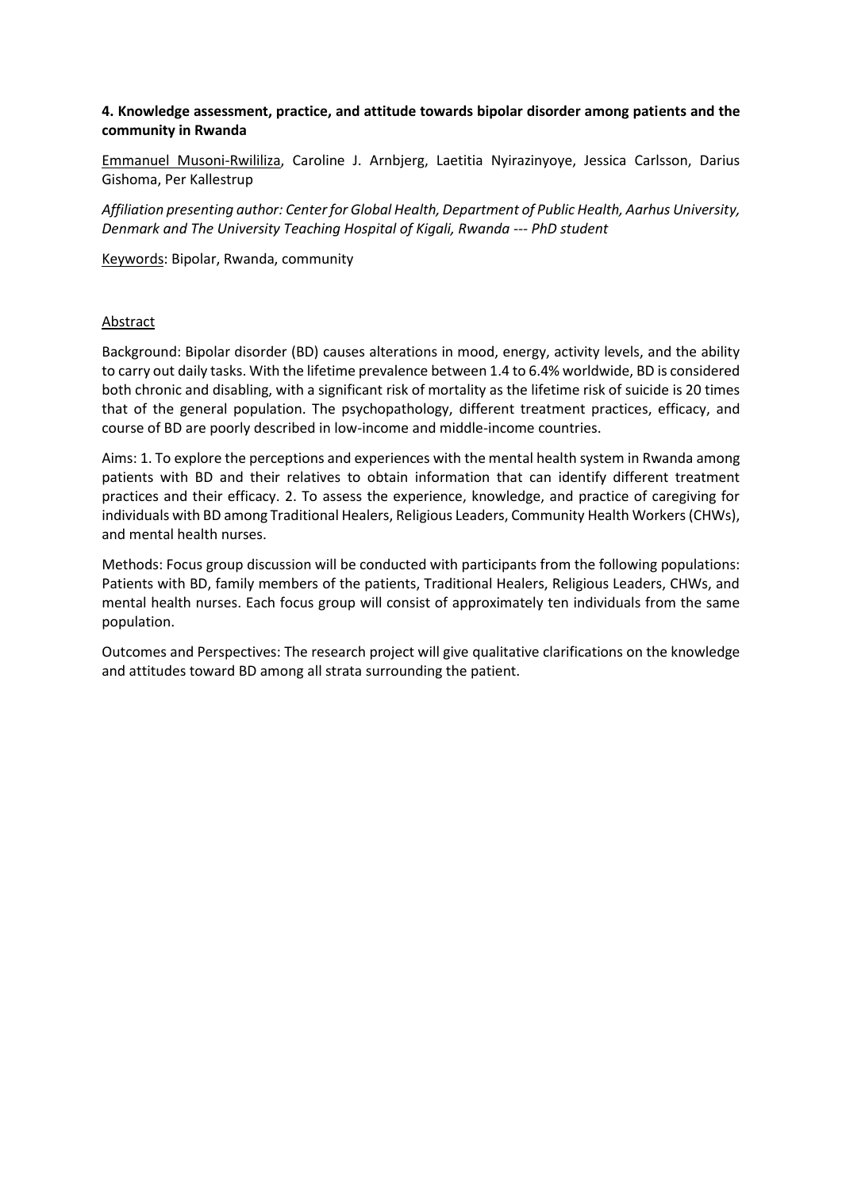**4. Knowledge assessment, practice, and attitude towards bipolar disorder among patients and the community in Rwanda**

Emmanuel Musoni-Rwililiza, Caroline J. Arnbjerg, Laetitia Nyirazinyoye, Jessica Carlsson, Darius Gishoma, Per Kallestrup

*Affiliation presenting author: Center for Global Health, Department of Public Health, Aarhus University, Denmark and The University Teaching Hospital of Kigali, Rwanda --- PhD student*

Keywords: Bipolar, Rwanda, community

Abstract

Background: Bipolar disorder (BD) causes alterations in mood, energy, activity levels, and the ability to carry out daily tasks. With the lifetime prevalence between 1.4 to 6.4% worldwide, BD is considered both chronic and disabling, with a significant risk of mortality as the lifetime risk of suicide is 20 times that of the general population. The psychopathology, different treatment practices, efficacy, and course of BD are poorly described in low-income and middle-income countries.

Aims: 1. To explore the perceptions and experiences with the mental health system in Rwanda among patients with BD and their relatives to obtain information that can identify different treatment practices and their efficacy. 2. To assess the experience, knowledge, and practice of caregiving for individuals with BD among Traditional Healers, Religious Leaders, Community Health Workers (CHWs), and mental health nurses.

Methods: Focus group discussion will be conducted with participants from the following populations: Patients with BD, family members of the patients, Traditional Healers, Religious Leaders, CHWs, and mental health nurses. Each focus group will consist of approximately ten individuals from the same population.

Outcomes and Perspectives: The research project will give qualitative clarifications on the knowledge and attitudes toward BD among all strata surrounding the patient.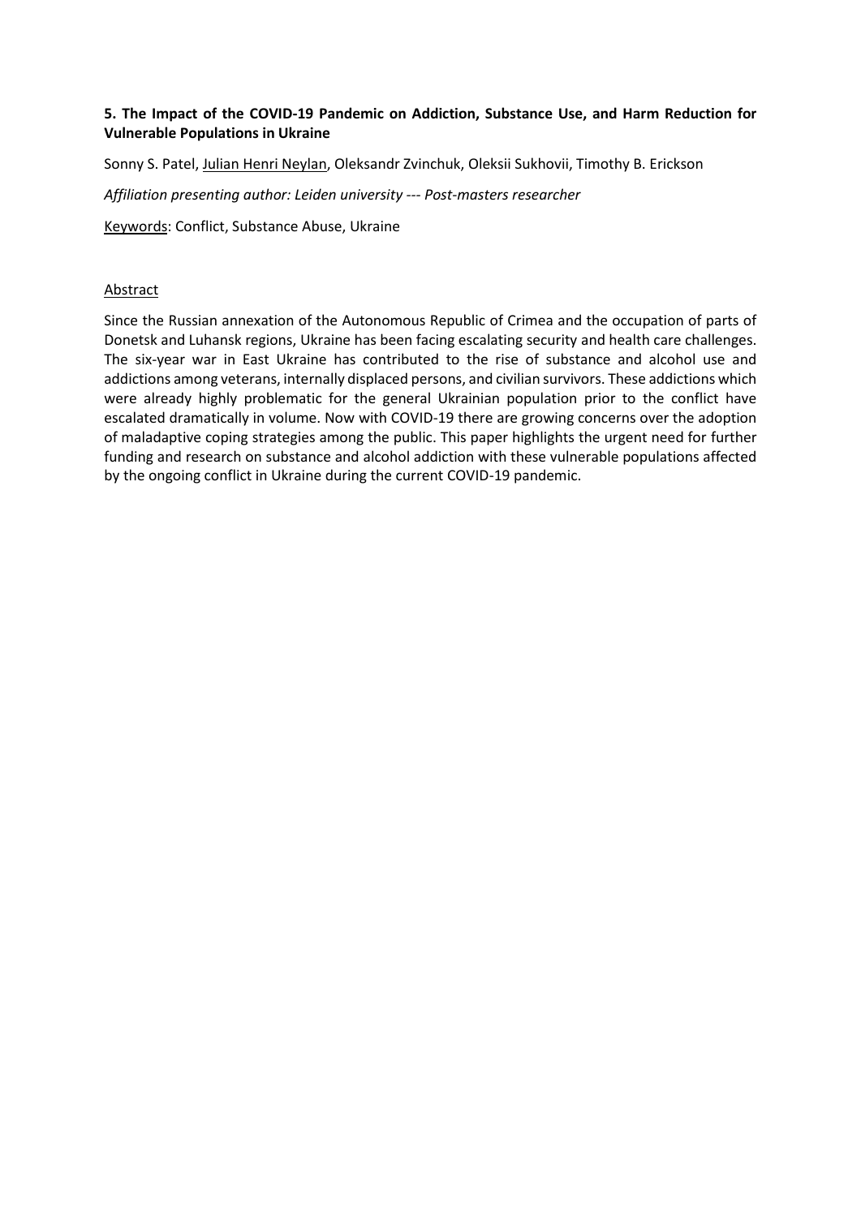**5. The Impact of the COVID-19 Pandemic on Addiction, Substance Use, and Harm Reduction for Vulnerable Populations in Ukraine**

Sonny S. Patel, Julian Henri Neylan, Oleksandr Zvinchuk, Oleksii Sukhovii, Timothy B. Erickson

*Affiliation presenting author: Leiden university --- Post-masters researcher*

Keywords: Conflict, Substance Abuse, Ukraine

Abstract

Since the Russian annexation of the Autonomous Republic of Crimea and the occupation of parts of Donetsk and Luhansk regions, Ukraine has been facing escalating security and health care challenges. The six-year war in East Ukraine has contributed to the rise of substance and alcohol use and addictions among veterans, internally displaced persons, and civilian survivors. These addictions which were already highly problematic for the general Ukrainian population prior to the conflict have escalated dramatically in volume. Now with COVID-19 there are growing concerns over the adoption of maladaptive coping strategies among the public. This paper highlights the urgent need for further funding and research on substance and alcohol addiction with these vulnerable populations affected by the ongoing conflict in Ukraine during the current COVID-19 pandemic.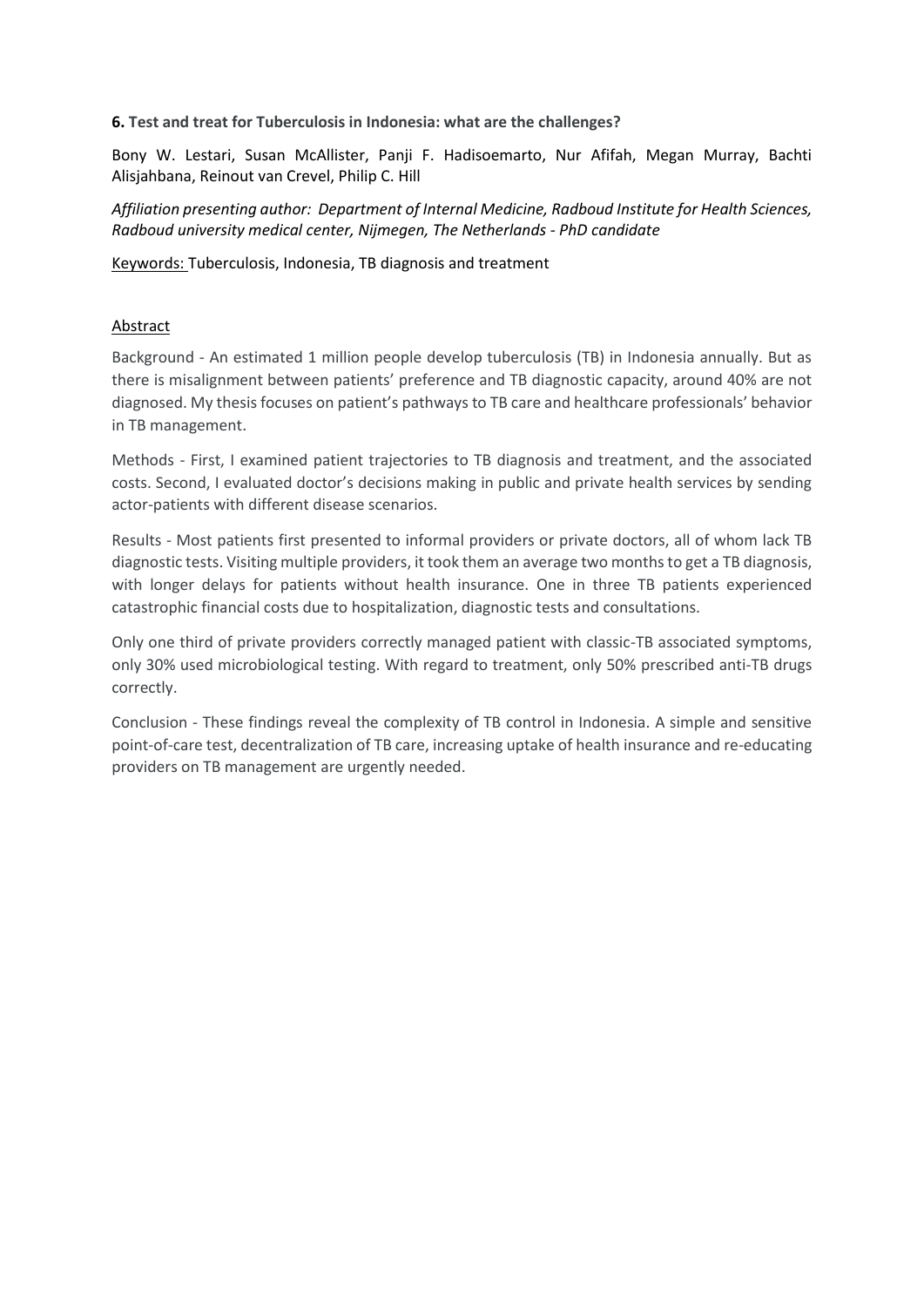**6. Test and treat for Tuberculosis in Indonesia: what are the challenges?**

Bony W. Lestari, Susan McAllister, Panji F. Hadisoemarto, Nur Afifah, Megan Murray, Bachti Alisjahbana, Reinout van Crevel, Philip C. Hill

*Affiliation presenting author: Department of Internal Medicine, Radboud Institute for Health Sciences, Radboud university medical center, Nijmegen, The Netherlands - PhD candidate*

Keywords: Tuberculosis, Indonesia, TB diagnosis and treatment

Abstract

Background - An estimated 1 million people develop tuberculosis (TB) in Indonesia annually. But as there is misalignment between patients' preference and TB diagnostic capacity, around 40% are not diagnosed. My thesis focuses on patient's pathways to TB care and healthcare professionals' behavior in TB management.

Methods - First, I examined patient trajectories to TB diagnosis and treatment, and the associated costs. Second, I evaluated doctor's decisions making in public and private health services by sending actor-patients with different disease scenarios.

Results - Most patients first presented to informal providers or private doctors, all of whom lack TB diagnostic tests. Visiting multiple providers, it took them an average two months to get a TB diagnosis, with longer delays for patients without health insurance. One in three TB patients experienced catastrophic financial costs due to hospitalization, diagnostic tests and consultations.

Only one third of private providers correctly managed patient with classic-TB associated symptoms, only 30% used microbiological testing. With regard to treatment, only 50% prescribed anti-TB drugs correctly.

Conclusion - These findings reveal the complexity of TB control in Indonesia. A simple and sensitive point-of-care test, decentralization of TB care, increasing uptake of health insurance and re-educating providers on TB management are urgently needed.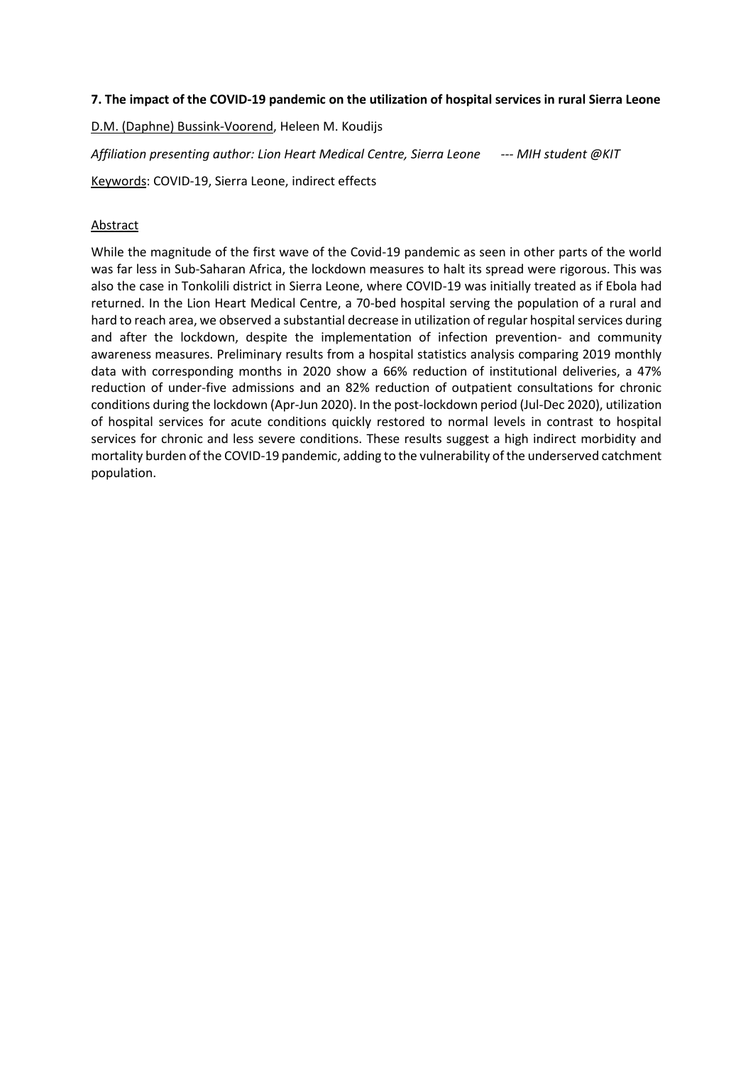**7. The impact of the COVID-19 pandemic on the utilization of hospital services in rural Sierra Leone**

<u>D.M. (Daphne) Bussink-Voorend</u>, Heleen M. Koudijs

*Affiliation presenting author: Lion Heart Medical Centre, Sierra Leone --- MIH student @KIT*

<u>Keywords</u>: COVID-19, Sierra Leone, indirect effects

<u>Abstract</u>

While the magnitude of the first wave of the Covid-19 pandemic as seen in other parts of the world was far less in Sub-Saharan Africa, the lockdown measures to halt its spread were rigorous. This was also the case in Tonkolili district in Sierra Leone, where COVID-19 was initially treated as if Ebola had returned. In the Lion Heart Medical Centre, a 70-bed hospital serving the population of a rural and hard to reach area, we observed a substantial decrease in utilization of regular hospital services during and after the lockdown, despite the implementation of infection prevention- and community awareness measures. Preliminary results from a hospital statistics analysis comparing 2019 monthly data with corresponding months in 2020 show a 66% reduction of institutional deliveries, a 47% reduction of under-five admissions and an 82% reduction of outpatient consultations for chronic conditions during the lockdown (Apr-Jun 2020). In the post-lockdown period (Jul-Dec 2020), utilization of hospital services for acute conditions quickly restored to normal levels in contrast to hospital services for chronic and less severe conditions. These results suggest a high indirect morbidity and mortality burden of the COVID-19 pandemic, adding to the vulnerability of the underserved catchment population.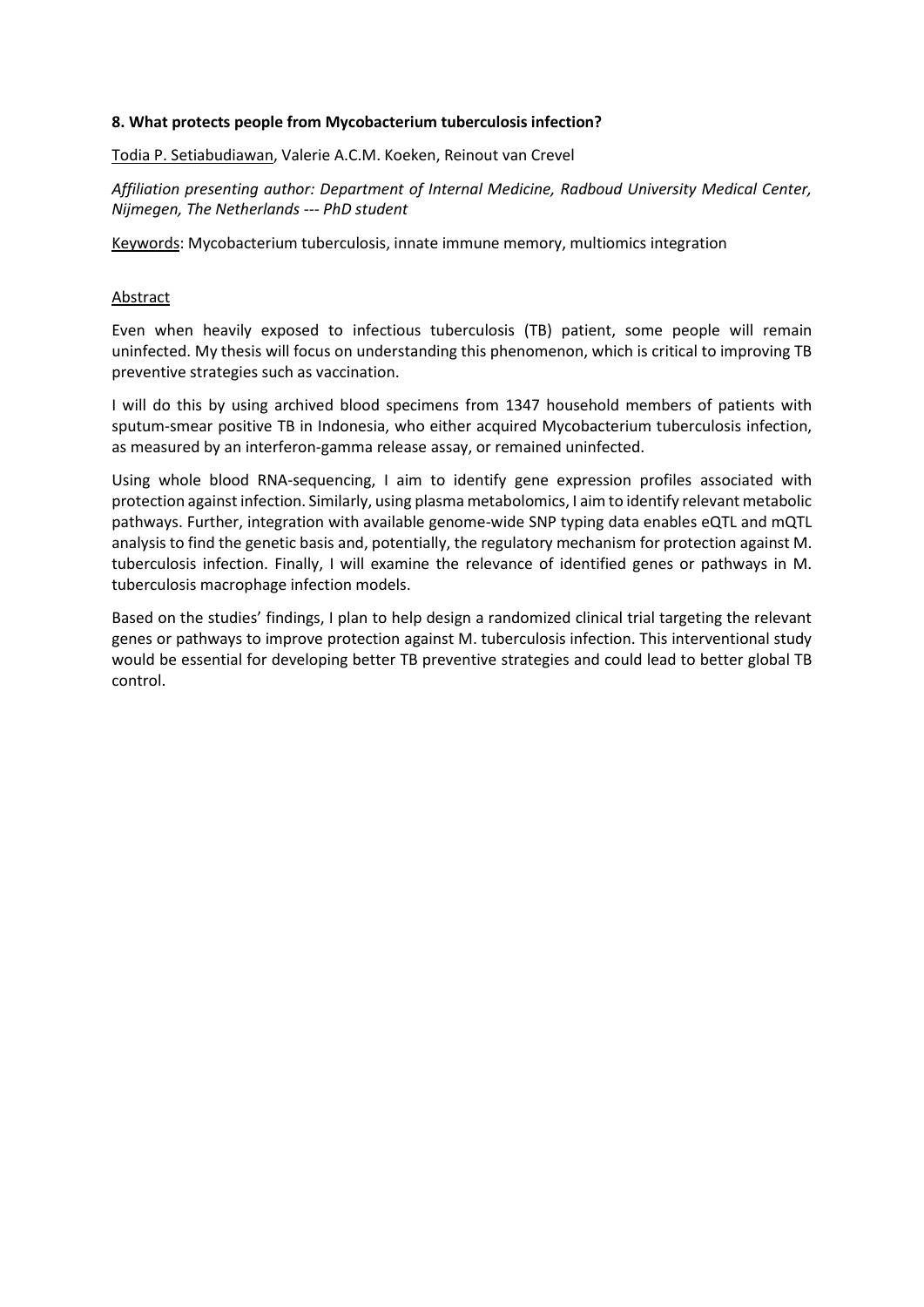**8. What protects people from Mycobacterium tuberculosis infection?**

Todia P. Setiabudiawan, Valerie A.C.M. Koeken, Reinout van Crevel

*Affiliation presenting author: Department of Internal Medicine, Radboud University Medical Center, Nijmegen, The Netherlands --- PhD student*

Keywords: Mycobacterium tuberculosis, innate immune memory, multiomics integration

Abstract

Even when heavily exposed to infectious tuberculosis (TB) patient, some people will remain uninfected. My thesis will focus on understanding this phenomenon, which is critical to improving TB preventive strategies such as vaccination.

I will do this by using archived blood specimens from 1347 household members of patients with sputum-smear positive TB in Indonesia, who either acquired Mycobacterium tuberculosis infection, as measured by an interferon-gamma release assay, or remained uninfected.

Using whole blood RNA-sequencing, I aim to identify gene expression profiles associated with protection against infection. Similarly, using plasma metabolomics, I aim to identify relevant metabolic pathways. Further, integration with available genome-wide SNP typing data enables eQTL and mQTL analysis to find the genetic basis and, potentially, the regulatory mechanism for protection against M. tuberculosis infection. Finally, I will examine the relevance of identified genes or pathways in M. tuberculosis macrophage infection models.

Based on the studies' findings, I plan to help design a randomized clinical trial targeting the relevant genes or pathways to improve protection against M. tuberculosis infection. This interventional study would be essential for developing better TB preventive strategies and could lead to better global TB control.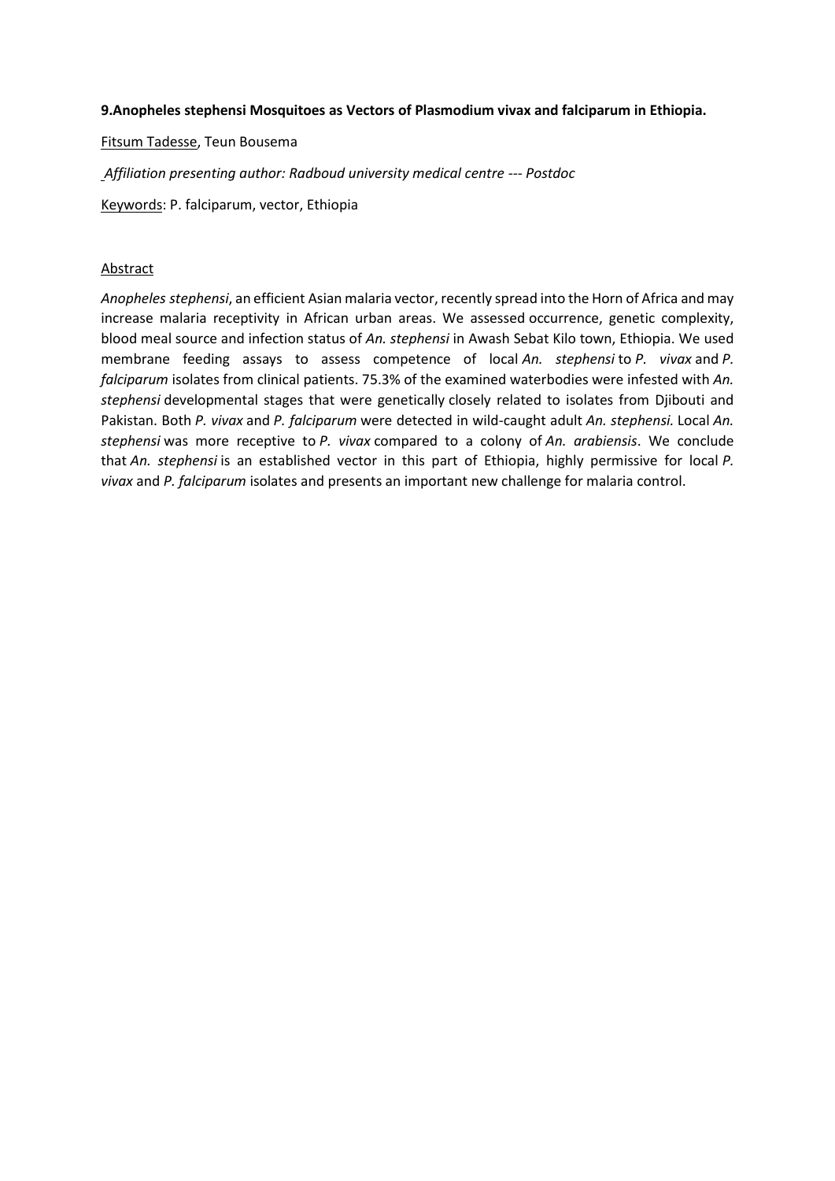**9.Anopheles stephensi Mosquitoes as Vectors of Plasmodium vivax and falciparum in Ethiopia.**

Fitsum Tadesse, Teun Bousema

*Affiliation presenting author: Radboud university medical centre --- Postdoc*

Keywords: P. falciparum, vector, Ethiopia

Abstract

*Anopheles stephensi*, an efficient Asian malaria vector, recently spread into the Horn of Africa and may increase malaria receptivity in African urban areas. We assessed occurrence, genetic complexity, blood meal source and infection status of *An. stephensi* in Awash Sebat Kilo town, Ethiopia. We used membrane feeding assays to assess competence of local *An. stephensi* to *P. vivax* and *P. falciparum* isolates from clinical patients. 75.3% of the examined waterbodies were infested with *An. stephensi* developmental stages that were genetically closely related to isolates from Djibouti and Pakistan. Both *P. vivax* and *P. falciparum* were detected in wild-caught adult *An. stephensi.* Local *An. stephensi* was more receptive to *P. vivax* compared to a colony of *An. arabiensis*. We conclude that *An. stephensi* is an established vector in this part of Ethiopia, highly permissive for local *P. vivax* and *P. falciparum* isolates and presents an important new challenge for malaria control.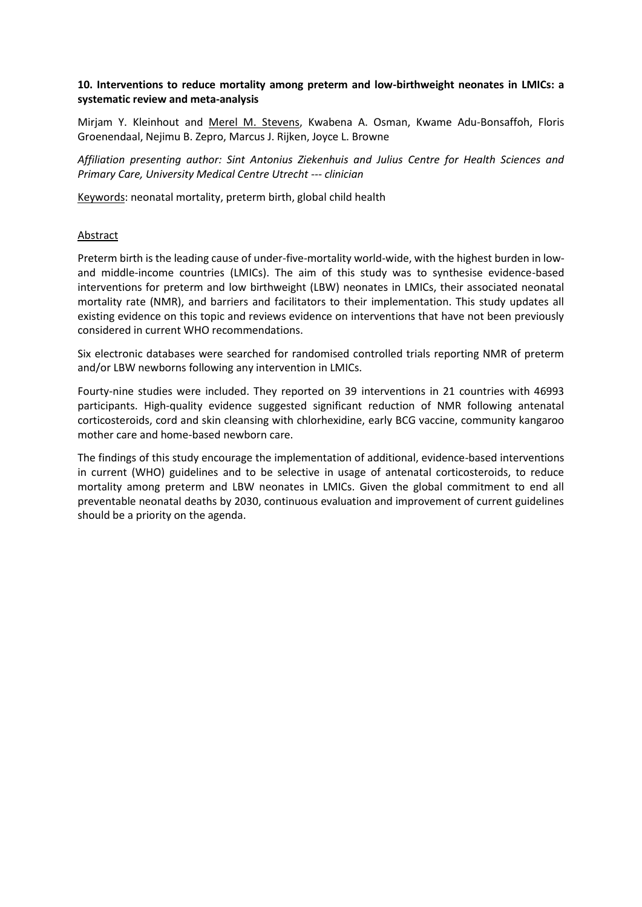**10. Interventions to reduce mortality among preterm and low-birthweight neonates in LMICs: a systematic review and meta-analysis**

Mirjam Y. Kleinhout and <u>Merel M. Stevens</u>, Kwabena A. Osman, Kwame Adu-Bonsaffoh, Floris Groenendaal, Nejimu B. Zepro, Marcus J. Rijken, Joyce L. Browne

*Affiliation presenting author: Sint Antonius Ziekenhuis and Julius Centre for Health Sciences and Primary Care, University Medical Centre Utrecht --- clinician*

<u>Keywords</u>: neonatal mortality, preterm birth, global child health

<u>Abstract</u>

Preterm birth is the leading cause of under-five-mortality world-wide, with the highest burden in low- and middle-income countries (LMICs). The aim of this study was to synthesise evidence-based interventions for preterm and low birthweight (LBW) neonates in LMICs, their associated neonatal mortality rate (NMR), and barriers and facilitators to their implementation. This study updates all existing evidence on this topic and reviews evidence on interventions that have not been previously considered in current WHO recommendations.

Six electronic databases were searched for randomised controlled trials reporting NMR of preterm and/or LBW newborns following any intervention in LMICs.

Fourty-nine studies were included. They reported on 39 interventions in 21 countries with 46993 participants. High-quality evidence suggested significant reduction of NMR following antenatal corticosteroids, cord and skin cleansing with chlorhexidine, early BCG vaccine, community kangaroo mother care and home-based newborn care.

The findings of this study encourage the implementation of additional, evidence-based interventions in current (WHO) guidelines and to be selective in usage of antenatal corticosteroids, to reduce mortality among preterm and LBW neonates in LMICs. Given the global commitment to end all preventable neonatal deaths by 2030, continuous evaluation and improvement of current guidelines should be a priority on the agenda.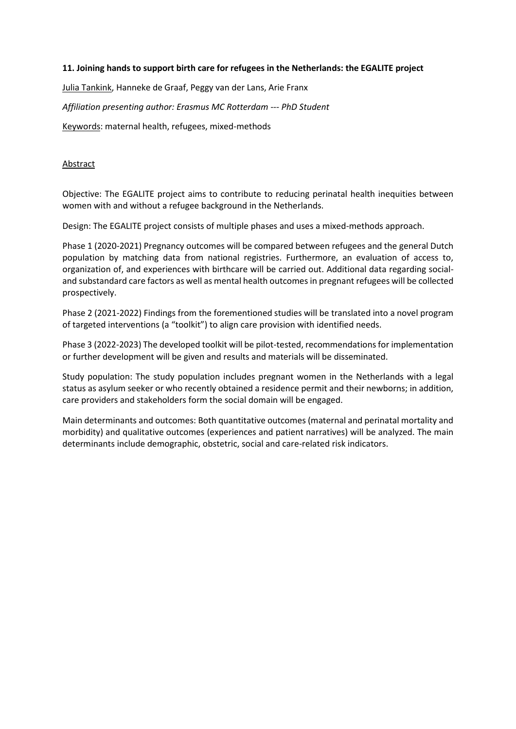**11. Joining hands to support birth care for refugees in the Netherlands: the EGALITE project**

Julia Tankink, Hanneke de Graaf, Peggy van der Lans, Arie Franx

*Affiliation presenting author: Erasmus MC Rotterdam --- PhD Student*

Keywords: maternal health, refugees, mixed-methods

Abstract

Objective: The EGALITE project aims to contribute to reducing perinatal health inequities between women with and without a refugee background in the Netherlands.

Design: The EGALITE project consists of multiple phases and uses a mixed-methods approach.

Phase 1 (2020-2021) Pregnancy outcomes will be compared between refugees and the general Dutch population by matching data from national registries. Furthermore, an evaluation of access to, organization of, and experiences with birthcare will be carried out. Additional data regarding social- and substandard care factors as well as mental health outcomes in pregnant refugees will be collected prospectively.

Phase 2 (2021-2022) Findings from the forementioned studies will be translated into a novel program of targeted interventions (a "toolkit") to align care provision with identified needs.

Phase 3 (2022-2023) The developed toolkit will be pilot-tested, recommendations for implementation or further development will be given and results and materials will be disseminated.

Study population: The study population includes pregnant women in the Netherlands with a legal status as asylum seeker or who recently obtained a residence permit and their newborns; in addition, care providers and stakeholders form the social domain will be engaged.

Main determinants and outcomes: Both quantitative outcomes (maternal and perinatal mortality and morbidity) and qualitative outcomes (experiences and patient narratives) will be analyzed. The main determinants include demographic, obstetric, social and care-related risk indicators.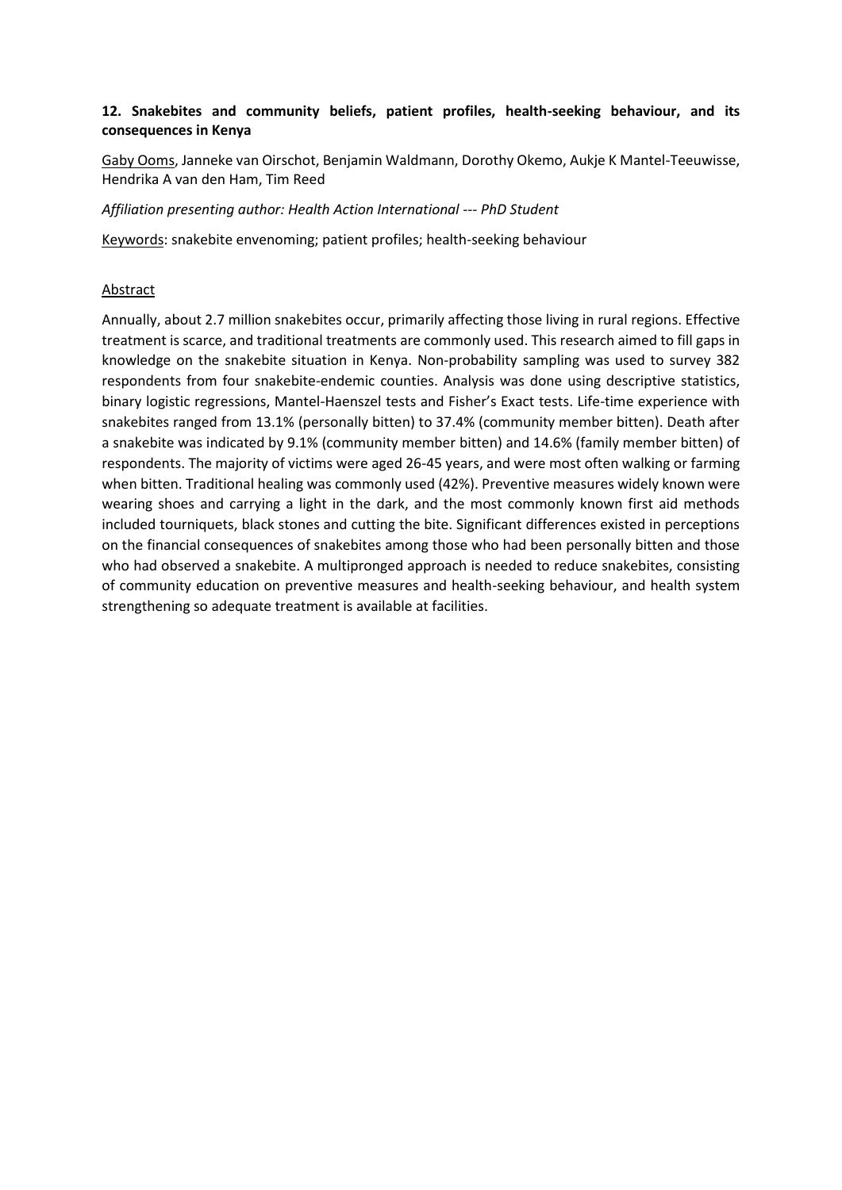### 12. Snakebites and community beliefs, patient profiles, health-seeking behaviour, and its consequences in Kenya

Gaby Ooms, Janneke van Oirschot, Benjamin Waldmann, Dorothy Okemo, Aukje K Mantel-Teeuwisse, Hendrika A van den Ham, Tim Reed

*Affiliation presenting author: Health Action International --- PhD Student*

Keywords: snakebite envenoming; patient profiles; health-seeking behaviour

Abstract

Annually, about 2.7 million snakebites occur, primarily affecting those living in rural regions. Effective treatment is scarce, and traditional treatments are commonly used. This research aimed to fill gaps in knowledge on the snakebite situation in Kenya. Non-probability sampling was used to survey 382 respondents from four snakebite-endemic counties. Analysis was done using descriptive statistics, binary logistic regressions, Mantel-Haenszel tests and Fisher's Exact tests. Life-time experience with snakebites ranged from 13.1% (personally bitten) to 37.4% (community member bitten). Death after a snakebite was indicated by 9.1% (community member bitten) and 14.6% (family member bitten) of respondents. The majority of victims were aged 26-45 years, and were most often walking or farming when bitten. Traditional healing was commonly used (42%). Preventive measures widely known were wearing shoes and carrying a light in the dark, and the most commonly known first aid methods included tourniquets, black stones and cutting the bite. Significant differences existed in perceptions on the financial consequences of snakebites among those who had been personally bitten and those who had observed a snakebite. A multipronged approach is needed to reduce snakebites, consisting of community education on preventive measures and health-seeking behaviour, and health system strengthening so adequate treatment is available at facilities.